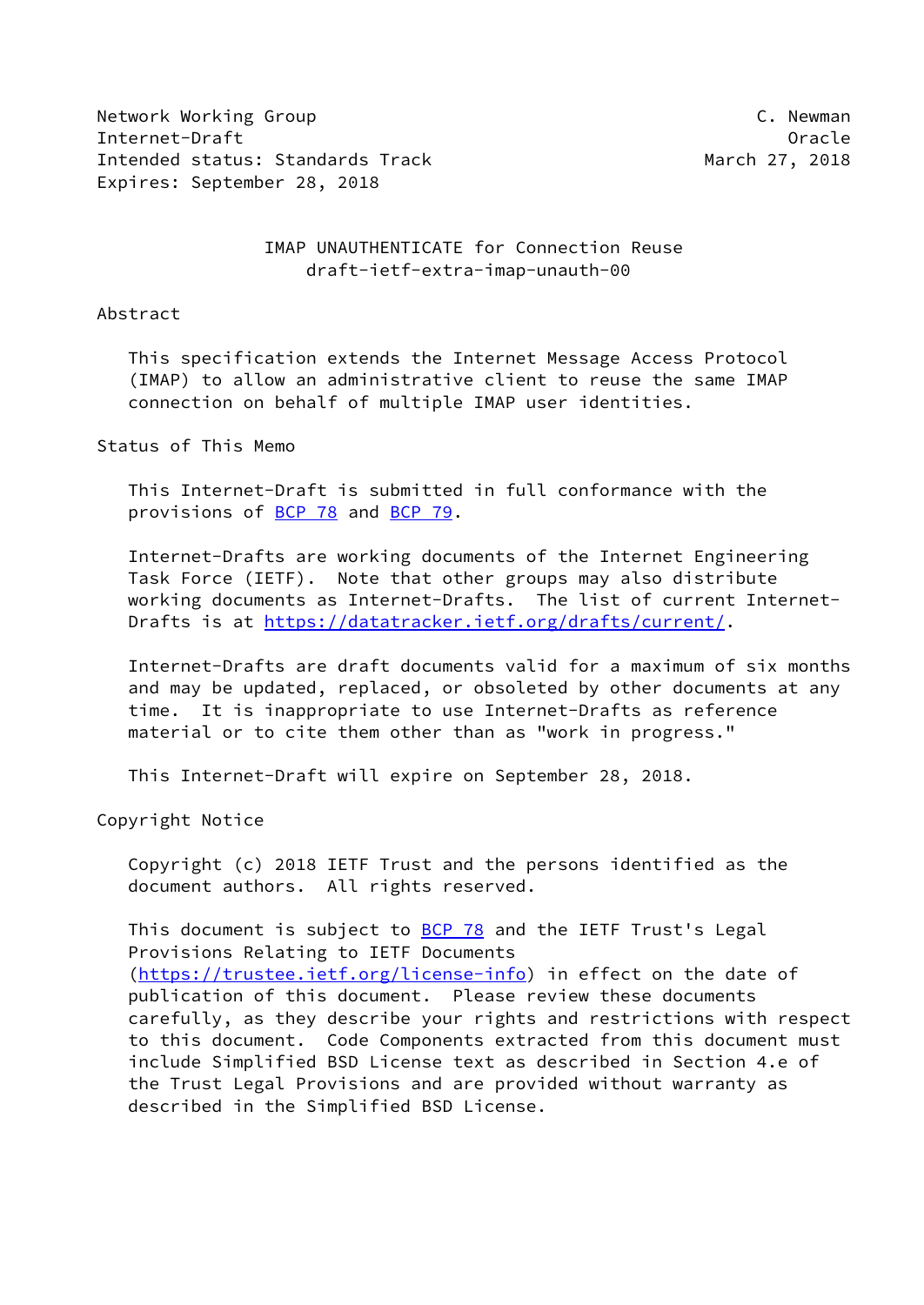Network Working Group                                          C. Newman
Internet-Draft                                                    Oracle
Intended status: Standards Track                          March 27, 2018
Expires: September 28, 2018

# IMAP UNAUTHENTICATE for Connection Reuse
draft-ietf-extra-imap-unauth-00

## Abstract

This specification extends the Internet Message Access Protocol (IMAP) to allow an administrative client to reuse the same IMAP connection on behalf of multiple IMAP user identities.

## Status of This Memo

This Internet-Draft is submitted in full conformance with the provisions of BCP 78 and BCP 79.

Internet-Drafts are working documents of the Internet Engineering Task Force (IETF). Note that other groups may also distribute working documents as Internet-Drafts. The list of current Internet-Drafts is at https://datatracker.ietf.org/drafts/current/.

Internet-Drafts are draft documents valid for a maximum of six months and may be updated, replaced, or obsoleted by other documents at any time. It is inappropriate to use Internet-Drafts as reference material or to cite them other than as "work in progress."

This Internet-Draft will expire on September 28, 2018.

## Copyright Notice

Copyright (c) 2018 IETF Trust and the persons identified as the document authors. All rights reserved.

This document is subject to BCP 78 and the IETF Trust's Legal Provisions Relating to IETF Documents (https://trustee.ietf.org/license-info) in effect on the date of publication of this document. Please review these documents carefully, as they describe your rights and restrictions with respect to this document. Code Components extracted from this document must include Simplified BSD License text as described in Section 4.e of the Trust Legal Provisions and are provided without warranty as described in the Simplified BSD License.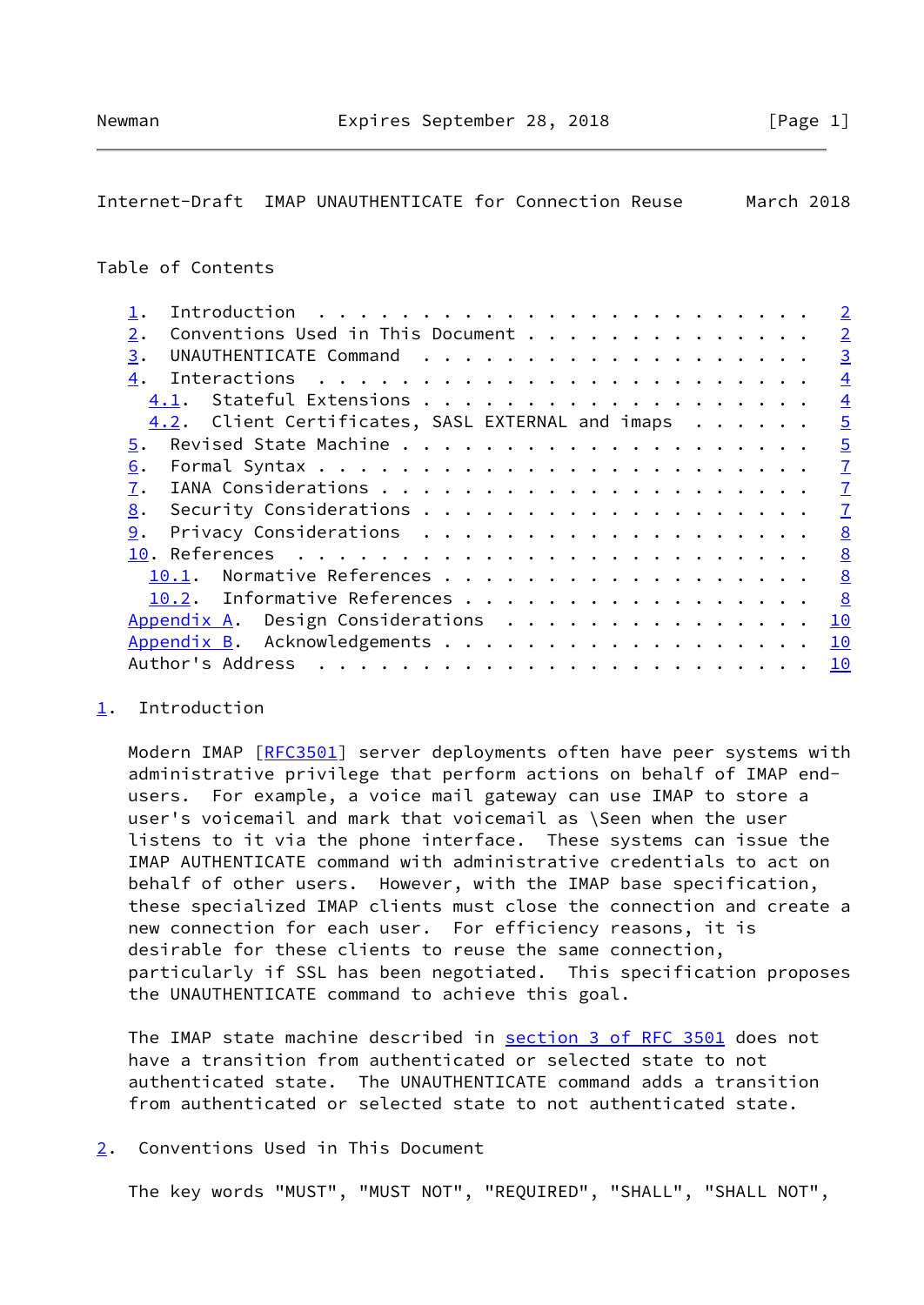Table of Contents

1. Introduction . . . . . . . . . . . . . . . . . . . . . . . . 2
2. Conventions Used in This Document . . . . . . . . . . . . . . 2
3. UNAUTHENTICATE Command . . . . . . . . . . . . . . . . . . . 3
4. Interactions . . . . . . . . . . . . . . . . . . . . . . . . 4
   4.1. Stateful Extensions . . . . . . . . . . . . . . . . . . . 4
   4.2. Client Certificates, SASL EXTERNAL and imaps . . . . . . 5
5. Revised State Machine . . . . . . . . . . . . . . . . . . . . 5
6. Formal Syntax . . . . . . . . . . . . . . . . . . . . . . . . 7
7. IANA Considerations . . . . . . . . . . . . . . . . . . . . . 7
8. Security Considerations . . . . . . . . . . . . . . . . . . . 7
9. Privacy Considerations . . . . . . . . . . . . . . . . . . . 8
10. References . . . . . . . . . . . . . . . . . . . . . . . . . 8
   10.1. Normative References . . . . . . . . . . . . . . . . . . 8
   10.2. Informative References . . . . . . . . . . . . . . . . . 8
Appendix A. Design Considerations . . . . . . . . . . . . . . . . 10
Appendix B. Acknowledgements . . . . . . . . . . . . . . . . . . 10
Author's Address . . . . . . . . . . . . . . . . . . . . . . . . 10

## 1. Introduction

Modern IMAP [RFC3501] server deployments often have peer systems with administrative privilege that perform actions on behalf of IMAP end-users. For example, a voice mail gateway can use IMAP to store a user's voicemail and mark that voicemail as \Seen when the user listens to it via the phone interface. These systems can issue the IMAP AUTHENTICATE command with administrative credentials to act on behalf of other users. However, with the IMAP base specification, these specialized IMAP clients must close the connection and create a new connection for each user. For efficiency reasons, it is desirable for these clients to reuse the same connection, particularly if SSL has been negotiated. This specification proposes the UNAUTHENTICATE command to achieve this goal.

The IMAP state machine described in section 3 of RFC 3501 does not have a transition from authenticated or selected state to not authenticated state. The UNAUTHENTICATE command adds a transition from authenticated or selected state to not authenticated state.

## 2. Conventions Used in This Document

The key words "MUST", "MUST NOT", "REQUIRED", "SHALL", "SHALL NOT",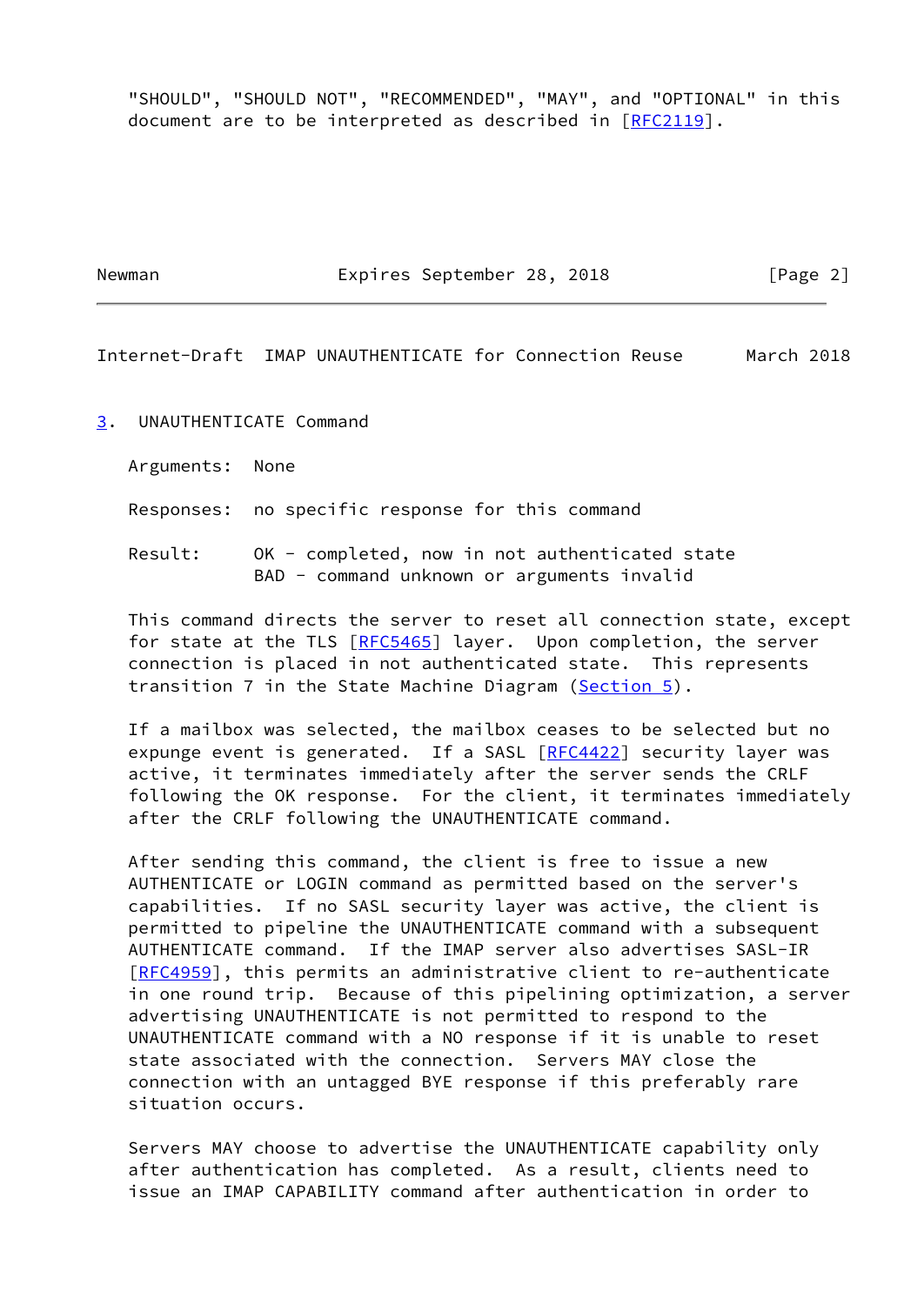"SHOULD", "SHOULD NOT", "RECOMMENDED", "MAY", and "OPTIONAL" in this document are to be interpreted as described in [RFC2119].

## 3. UNAUTHENTICATE Command

Arguments: None

Responses: no specific response for this command

Result: OK - completed, now in not authenticated state
BAD - command unknown or arguments invalid

This command directs the server to reset all connection state, except for state at the TLS [RFC5465] layer. Upon completion, the server connection is placed in not authenticated state. This represents transition 7 in the State Machine Diagram (Section 5).

If a mailbox was selected, the mailbox ceases to be selected but no expunge event is generated. If a SASL [RFC4422] security layer was active, it terminates immediately after the server sends the CRLF following the OK response. For the client, it terminates immediately after the CRLF following the UNAUTHENTICATE command.

After sending this command, the client is free to issue a new AUTHENTICATE or LOGIN command as permitted based on the server's capabilities. If no SASL security layer was active, the client is permitted to pipeline the UNAUTHENTICATE command with a subsequent AUTHENTICATE command. If the IMAP server also advertises SASL-IR [RFC4959], this permits an administrative client to re-authenticate in one round trip. Because of this pipelining optimization, a server advertising UNAUTHENTICATE is not permitted to respond to the UNAUTHENTICATE command with a NO response if it is unable to reset state associated with the connection. Servers MAY close the connection with an untagged BYE response if this preferably rare situation occurs.

Servers MAY choose to advertise the UNAUTHENTICATE capability only after authentication has completed. As a result, clients need to issue an IMAP CAPABILITY command after authentication in order to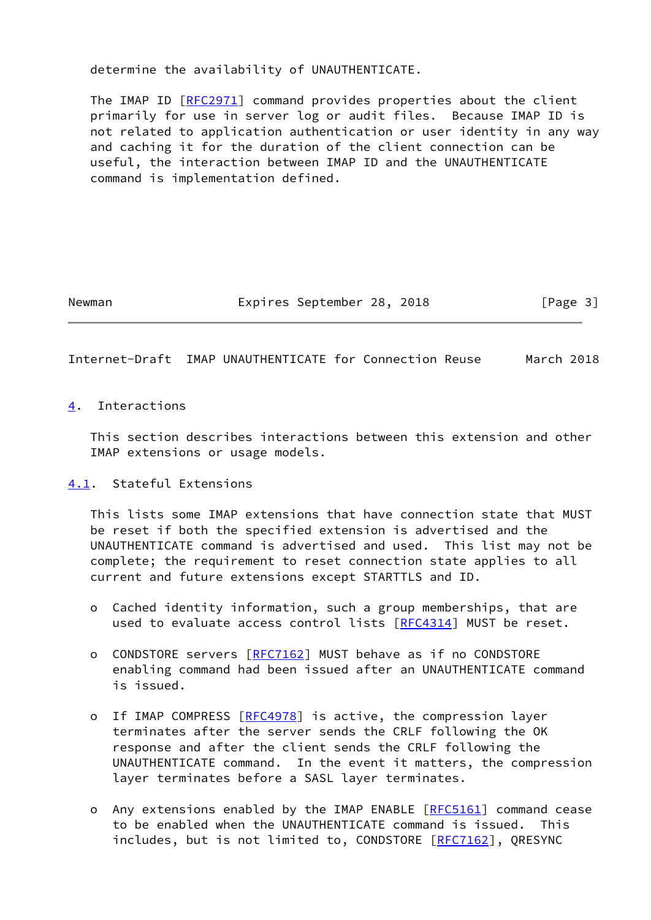determine the availability of UNAUTHENTICATE.

The IMAP ID [RFC2971] command provides properties about the client primarily for use in server log or audit files. Because IMAP ID is not related to application authentication or user identity in any way and caching it for the duration of the client connection can be useful, the interaction between IMAP ID and the UNAUTHENTICATE command is implementation defined.

## 4. Interactions

This section describes interactions between this extension and other IMAP extensions or usage models.

### 4.1. Stateful Extensions

This lists some IMAP extensions that have connection state that MUST be reset if both the specified extension is advertised and the UNAUTHENTICATE command is advertised and used. This list may not be complete; the requirement to reset connection state applies to all current and future extensions except STARTTLS and ID.

- Cached identity information, such a group memberships, that are used to evaluate access control lists [RFC4314] MUST be reset.

- CONDSTORE servers [RFC7162] MUST behave as if no CONDSTORE enabling command had been issued after an UNAUTHENTICATE command is issued.

- If IMAP COMPRESS [RFC4978] is active, the compression layer terminates after the server sends the CRLF following the OK response and after the client sends the CRLF following the UNAUTHENTICATE command. In the event it matters, the compression layer terminates before a SASL layer terminates.

- Any extensions enabled by the IMAP ENABLE [RFC5161] command cease to be enabled when the UNAUTHENTICATE command is issued. This includes, but is not limited to, CONDSTORE [RFC7162], QRESYNC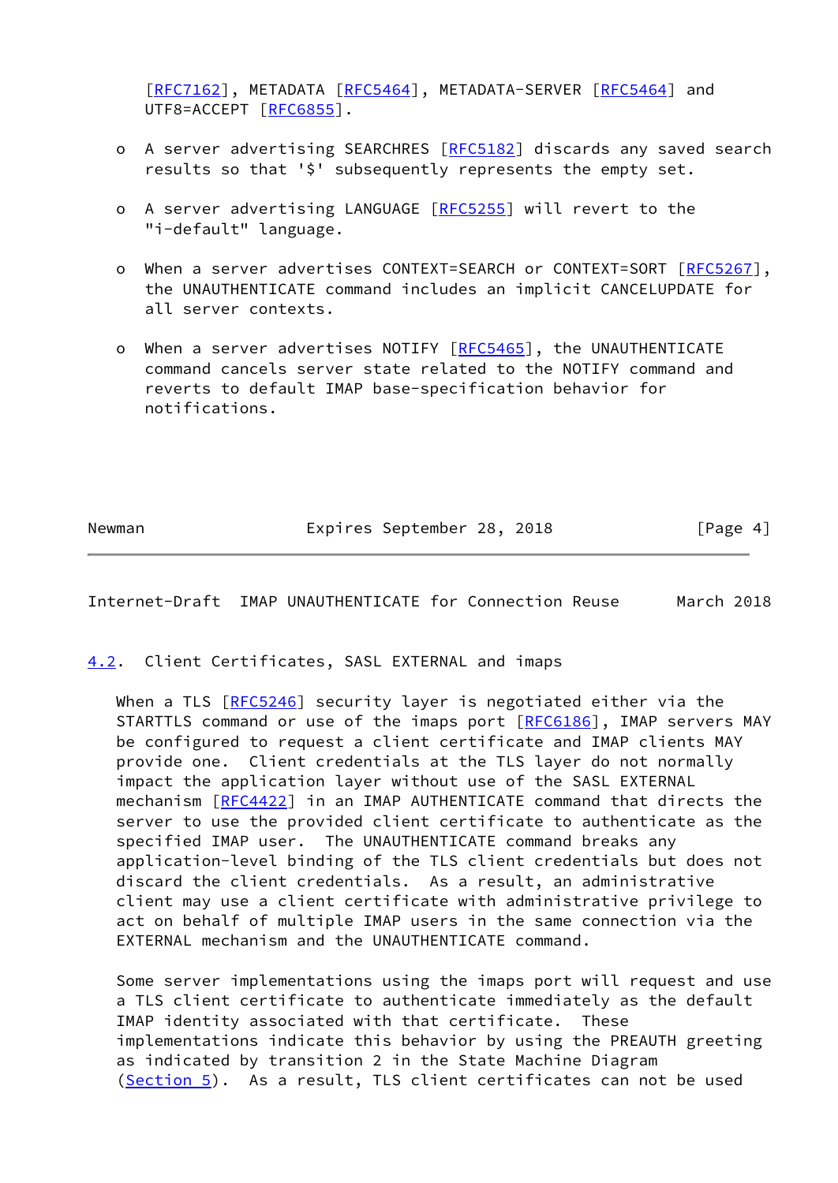[RFC7162], METADATA [RFC5464], METADATA-SERVER [RFC5464] and UTF8=ACCEPT [RFC6855].

- A server advertising SEARCHRES [RFC5182] discards any saved search results so that '$' subsequently represents the empty set.

- A server advertising LANGUAGE [RFC5255] will revert to the "i-default" language.

- When a server advertises CONTEXT=SEARCH or CONTEXT=SORT [RFC5267], the UNAUTHENTICATE command includes an implicit CANCELUPDATE for all server contexts.

- When a server advertises NOTIFY [RFC5465], the UNAUTHENTICATE command cancels server state related to the NOTIFY command and reverts to default IMAP base-specification behavior for notifications.

### 4.2. Client Certificates, SASL EXTERNAL and imaps

When a TLS [RFC5246] security layer is negotiated either via the STARTTLS command or use of the imaps port [RFC6186], IMAP servers MAY be configured to request a client certificate and IMAP clients MAY provide one. Client credentials at the TLS layer do not normally impact the application layer without use of the SASL EXTERNAL mechanism [RFC4422] in an IMAP AUTHENTICATE command that directs the server to use the provided client certificate to authenticate as the specified IMAP user. The UNAUTHENTICATE command breaks any application-level binding of the TLS client credentials but does not discard the client credentials. As a result, an administrative client may use a client certificate with administrative privilege to act on behalf of multiple IMAP users in the same connection via the EXTERNAL mechanism and the UNAUTHENTICATE command.

Some server implementations using the imaps port will request and use a TLS client certificate to authenticate immediately as the default IMAP identity associated with that certificate. These implementations indicate this behavior by using the PREAUTH greeting as indicated by transition 2 in the State Machine Diagram (Section 5). As a result, TLS client certificates can not be used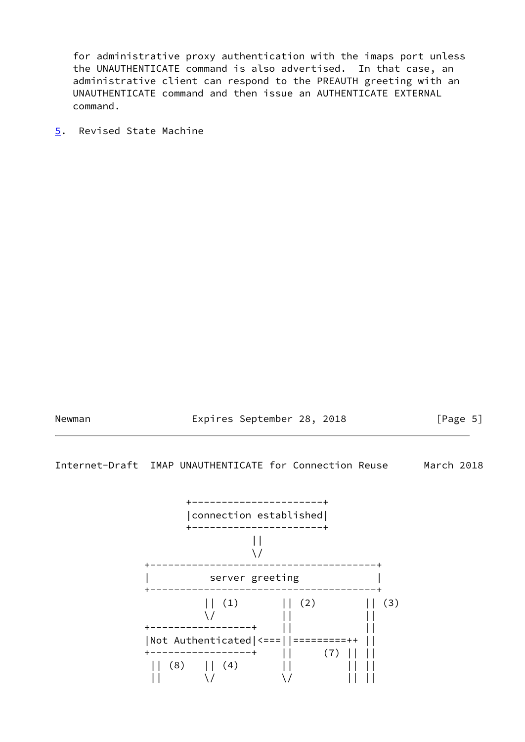for administrative proxy authentication with the imaps port unless the UNAUTHENTICATE command is also advertised. In that case, an administrative client can respond to the PREAUTH greeting with an UNAUTHENTICATE command and then issue an AUTHENTICATE EXTERNAL command.

## 5. Revised State Machine

```
              +----------------------+
              |connection established|
              +----------------------+
                         ||
                         \/
       +--------------------------------------+
       |          server greeting             |
       +--------------------------------------+
                 || (1)       || (2)        || (3)
                 \/           ||            ||
       +-----------------+    ||            ||
       |Not Authenticated|<===||=========++ ||
       +-----------------+    ||     (7) || ||
        || (8)   || (4)       ||         || ||
        ||       \/           \/         || ||
```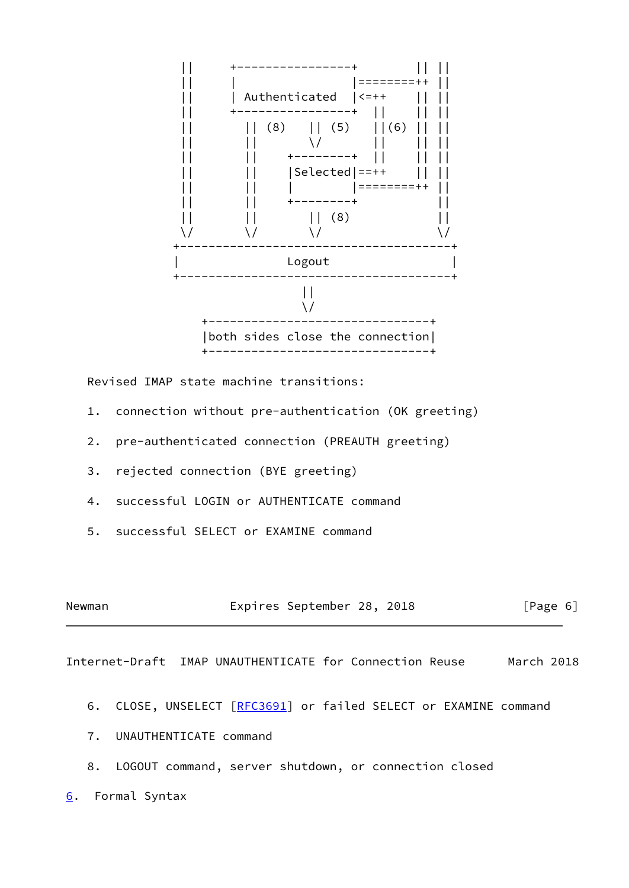```
  ||      +-----------------+         || ||
  ||      |                 |========++ ||
  ||      | Authenticated   |<=++     || ||
  ||      +-----------------+  ||     || ||
  ||        || (8)    || (5)   ||(6)  || ||
  ||        ||        \/       ||     || ||
  ||        ||    +---------+  ||     || ||
  ||        ||    |Selected|==++      || ||
  ||        ||    |         |========++ ||
  ||        ||    +---------+            ||
  ||        ||        || (8)             ||
  \/        \/        \/                 \/
+---------------------------------------+
|               Logout                  |
+---------------------------------------+
                    ||
                    \/
    +--------------------------------+
    |both sides close the connection|
    +--------------------------------+
```

Revised IMAP state machine transitions:

1. connection without pre-authentication (OK greeting)

2. pre-authenticated connection (PREAUTH greeting)

3. rejected connection (BYE greeting)

4. successful LOGIN or AUTHENTICATE command

5. successful SELECT or EXAMINE command

6. CLOSE, UNSELECT [RFC3691] or failed SELECT or EXAMINE command

7. UNAUTHENTICATE command

8. LOGOUT command, server shutdown, or connection closed

## 6. Formal Syntax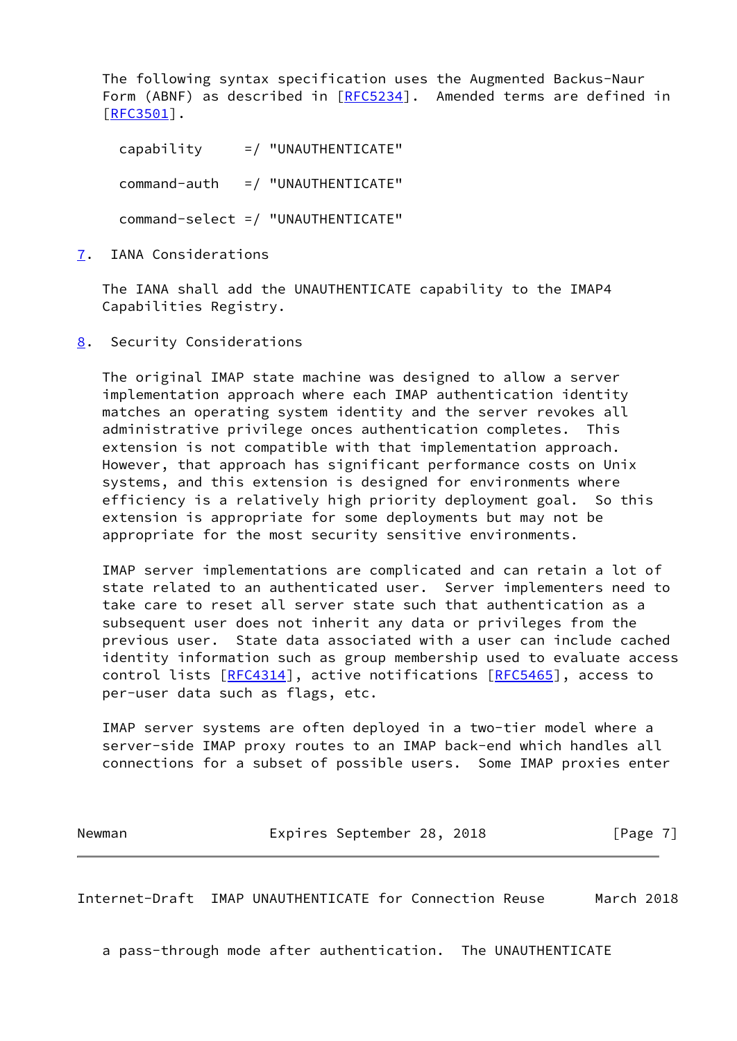The following syntax specification uses the Augmented Backus-Naur Form (ABNF) as described in [RFC5234]. Amended terms are defined in [RFC3501].

```
capability     =/ "UNAUTHENTICATE"

command-auth   =/ "UNAUTHENTICATE"

command-select =/ "UNAUTHENTICATE"
```

## 7. IANA Considerations

The IANA shall add the UNAUTHENTICATE capability to the IMAP4 Capabilities Registry.

## 8. Security Considerations

The original IMAP state machine was designed to allow a server implementation approach where each IMAP authentication identity matches an operating system identity and the server revokes all administrative privilege onces authentication completes. This extension is not compatible with that implementation approach. However, that approach has significant performance costs on Unix systems, and this extension is designed for environments where efficiency is a relatively high priority deployment goal. So this extension is appropriate for some deployments but may not be appropriate for the most security sensitive environments.

IMAP server implementations are complicated and can retain a lot of state related to an authenticated user. Server implementers need to take care to reset all server state such that authentication as a subsequent user does not inherit any data or privileges from the previous user. State data associated with a user can include cached identity information such as group membership used to evaluate access control lists [RFC4314], active notifications [RFC5465], access to per-user data such as flags, etc.

IMAP server systems are often deployed in a two-tier model where a server-side IMAP proxy routes to an IMAP back-end which handles all connections for a subset of possible users. Some IMAP proxies enter a pass-through mode after authentication. The UNAUTHENTICATE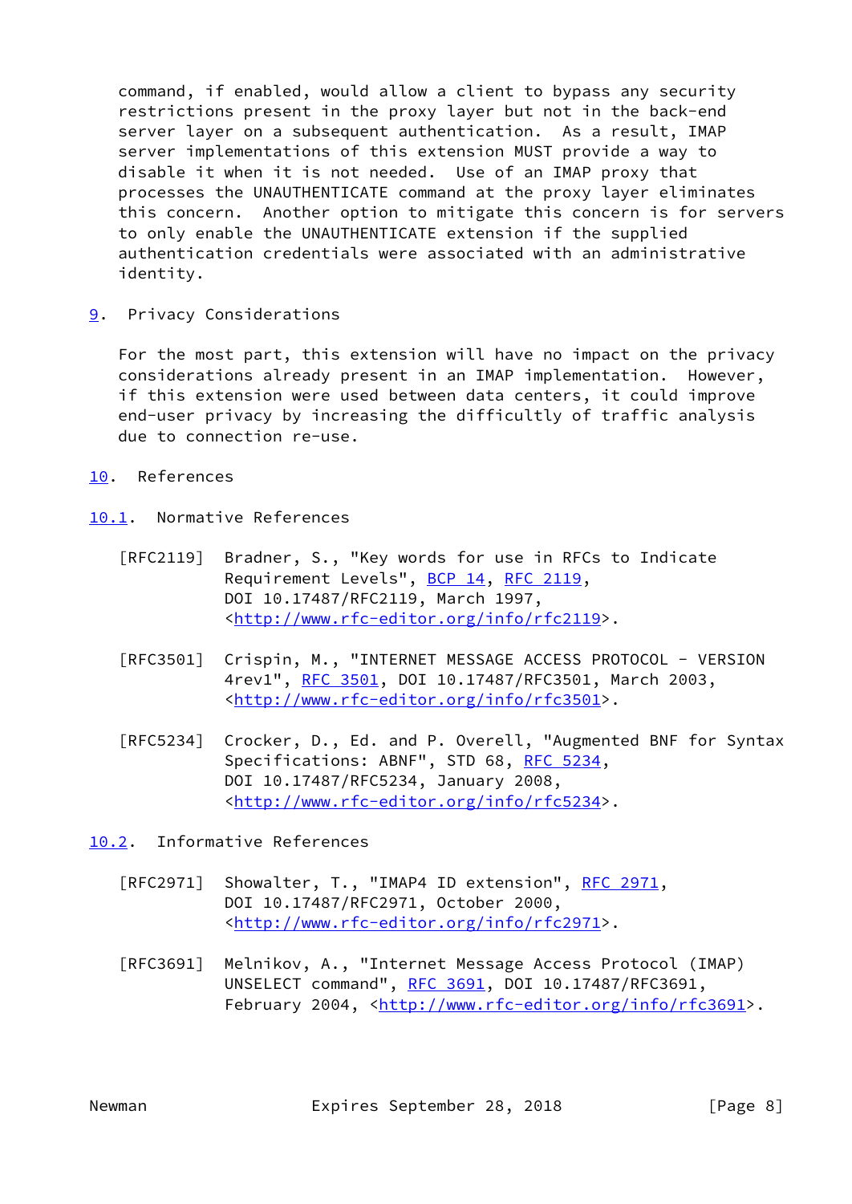command, if enabled, would allow a client to bypass any security restrictions present in the proxy layer but not in the back-end server layer on a subsequent authentication. As a result, IMAP server implementations of this extension MUST provide a way to disable it when it is not needed. Use of an IMAP proxy that processes the UNAUTHENTICATE command at the proxy layer eliminates this concern. Another option to mitigate this concern is for servers to only enable the UNAUTHENTICATE extension if the supplied authentication credentials were associated with an administrative identity.

## 9. Privacy Considerations

For the most part, this extension will have no impact on the privacy considerations already present in an IMAP implementation. However, if this extension were used between data centers, it could improve end-user privacy by increasing the difficultly of traffic analysis due to connection re-use.

## 10. References

### 10.1. Normative References

[RFC2119] Bradner, S., "Key words for use in RFCs to Indicate Requirement Levels", BCP 14, RFC 2119, DOI 10.17487/RFC2119, March 1997, <http://www.rfc-editor.org/info/rfc2119>.

[RFC3501] Crispin, M., "INTERNET MESSAGE ACCESS PROTOCOL - VERSION 4rev1", RFC 3501, DOI 10.17487/RFC3501, March 2003, <http://www.rfc-editor.org/info/rfc3501>.

[RFC5234] Crocker, D., Ed. and P. Overell, "Augmented BNF for Syntax Specifications: ABNF", STD 68, RFC 5234, DOI 10.17487/RFC5234, January 2008, <http://www.rfc-editor.org/info/rfc5234>.

### 10.2. Informative References

[RFC2971] Showalter, T., "IMAP4 ID extension", RFC 2971, DOI 10.17487/RFC2971, October 2000, <http://www.rfc-editor.org/info/rfc2971>.

[RFC3691] Melnikov, A., "Internet Message Access Protocol (IMAP) UNSELECT command", RFC 3691, DOI 10.17487/RFC3691, February 2004, <http://www.rfc-editor.org/info/rfc3691>.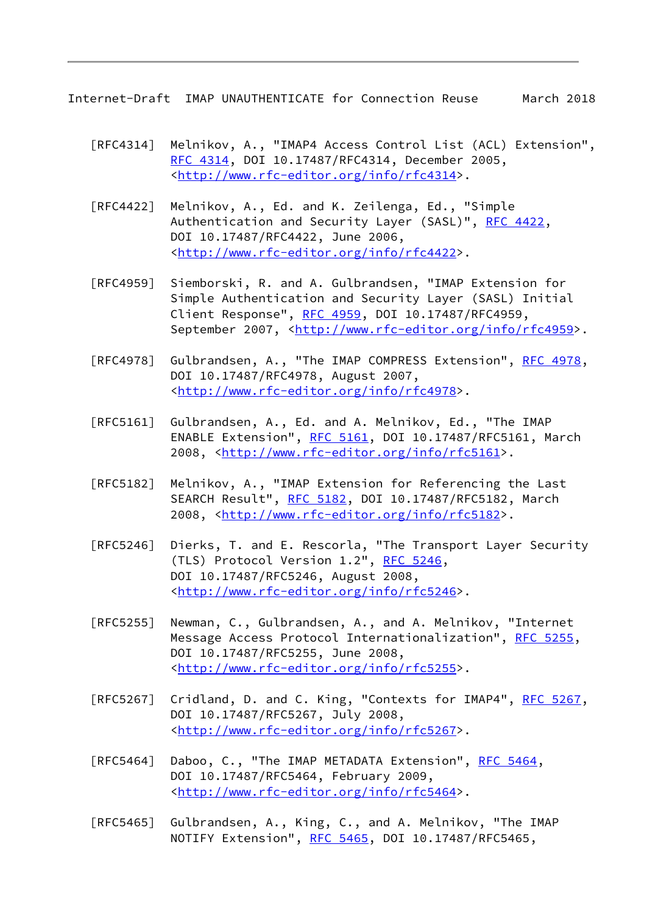[RFC4314] Melnikov, A., "IMAP4 Access Control List (ACL) Extension", RFC 4314, DOI 10.17487/RFC4314, December 2005, <http://www.rfc-editor.org/info/rfc4314>.

[RFC4422] Melnikov, A., Ed. and K. Zeilenga, Ed., "Simple Authentication and Security Layer (SASL)", RFC 4422, DOI 10.17487/RFC4422, June 2006, <http://www.rfc-editor.org/info/rfc4422>.

[RFC4959] Siemborski, R. and A. Gulbrandsen, "IMAP Extension for Simple Authentication and Security Layer (SASL) Initial Client Response", RFC 4959, DOI 10.17487/RFC4959, September 2007, <http://www.rfc-editor.org/info/rfc4959>.

[RFC4978] Gulbrandsen, A., "The IMAP COMPRESS Extension", RFC 4978, DOI 10.17487/RFC4978, August 2007, <http://www.rfc-editor.org/info/rfc4978>.

[RFC5161] Gulbrandsen, A., Ed. and A. Melnikov, Ed., "The IMAP ENABLE Extension", RFC 5161, DOI 10.17487/RFC5161, March 2008, <http://www.rfc-editor.org/info/rfc5161>.

[RFC5182] Melnikov, A., "IMAP Extension for Referencing the Last SEARCH Result", RFC 5182, DOI 10.17487/RFC5182, March 2008, <http://www.rfc-editor.org/info/rfc5182>.

[RFC5246] Dierks, T. and E. Rescorla, "The Transport Layer Security (TLS) Protocol Version 1.2", RFC 5246, DOI 10.17487/RFC5246, August 2008, <http://www.rfc-editor.org/info/rfc5246>.

[RFC5255] Newman, C., Gulbrandsen, A., and A. Melnikov, "Internet Message Access Protocol Internationalization", RFC 5255, DOI 10.17487/RFC5255, June 2008, <http://www.rfc-editor.org/info/rfc5255>.

[RFC5267] Cridland, D. and C. King, "Contexts for IMAP4", RFC 5267, DOI 10.17487/RFC5267, July 2008, <http://www.rfc-editor.org/info/rfc5267>.

[RFC5464] Daboo, C., "The IMAP METADATA Extension", RFC 5464, DOI 10.17487/RFC5464, February 2009, <http://www.rfc-editor.org/info/rfc5464>.

[RFC5465] Gulbrandsen, A., King, C., and A. Melnikov, "The IMAP NOTIFY Extension", RFC 5465, DOI 10.17487/RFC5465,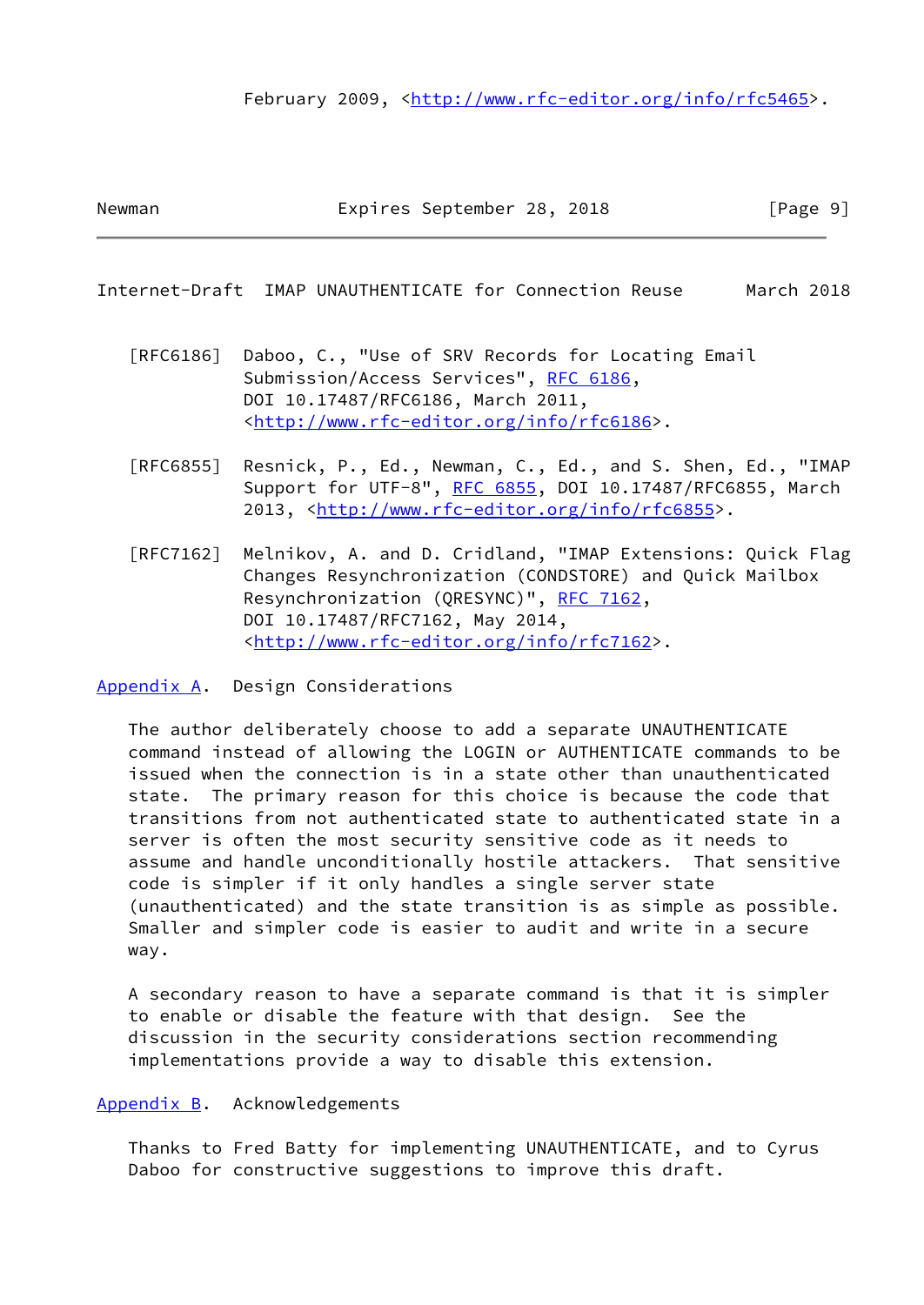February 2009, <http://www.rfc-editor.org/info/rfc5465>.

[RFC6186] Daboo, C., "Use of SRV Records for Locating Email Submission/Access Services", RFC 6186, DOI 10.17487/RFC6186, March 2011, <http://www.rfc-editor.org/info/rfc6186>.

[RFC6855] Resnick, P., Ed., Newman, C., Ed., and S. Shen, Ed., "IMAP Support for UTF-8", RFC 6855, DOI 10.17487/RFC6855, March 2013, <http://www.rfc-editor.org/info/rfc6855>.

[RFC7162] Melnikov, A. and D. Cridland, "IMAP Extensions: Quick Flag Changes Resynchronization (CONDSTORE) and Quick Mailbox Resynchronization (QRESYNC)", RFC 7162, DOI 10.17487/RFC7162, May 2014, <http://www.rfc-editor.org/info/rfc7162>.

## Appendix A. Design Considerations

The author deliberately choose to add a separate UNAUTHENTICATE command instead of allowing the LOGIN or AUTHENTICATE commands to be issued when the connection is in a state other than unauthenticated state. The primary reason for this choice is because the code that transitions from not authenticated state to authenticated state in a server is often the most security sensitive code as it needs to assume and handle unconditionally hostile attackers. That sensitive code is simpler if it only handles a single server state (unauthenticated) and the state transition is as simple as possible. Smaller and simpler code is easier to audit and write in a secure way.

A secondary reason to have a separate command is that it is simpler to enable or disable the feature with that design. See the discussion in the security considerations section recommending implementations provide a way to disable this extension.

## Appendix B. Acknowledgements

Thanks to Fred Batty for implementing UNAUTHENTICATE, and to Cyrus Daboo for constructive suggestions to improve this draft.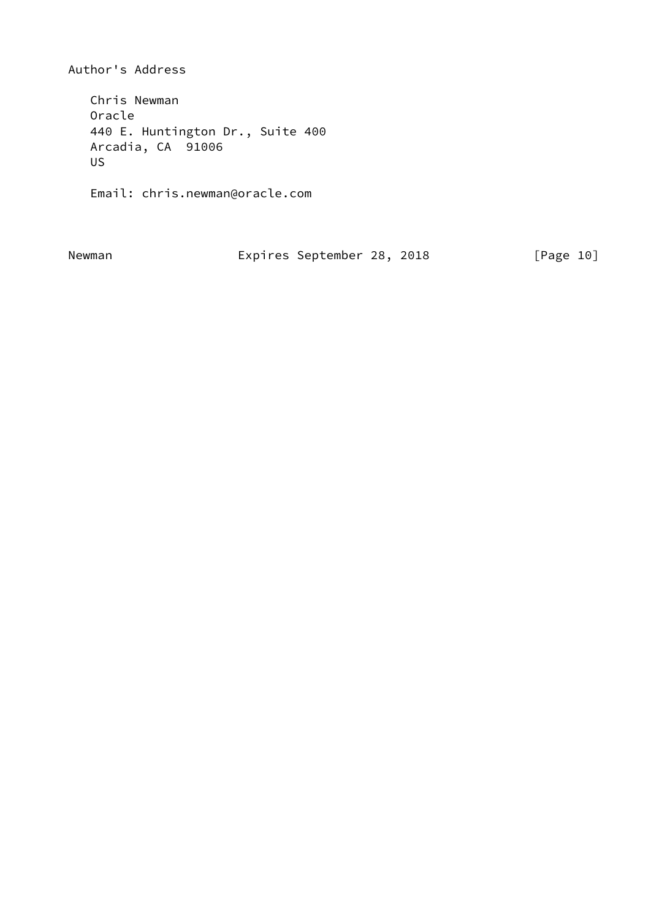## Author's Address

Chris Newman
Oracle
440 E. Huntington Dr., Suite 400
Arcadia, CA  91006
US

Email: chris.newman@oracle.com